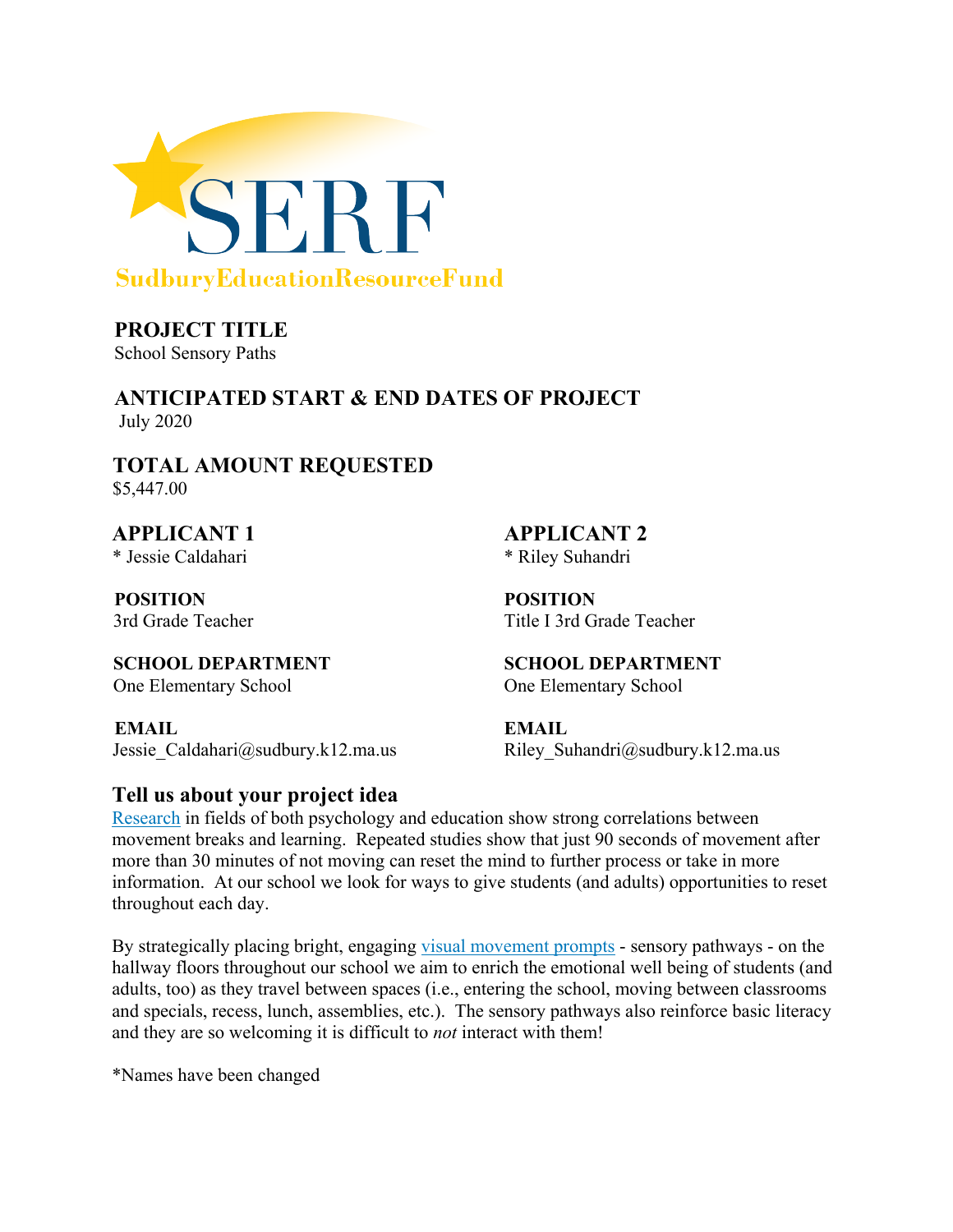SERF
SudburyEducationResourceFund

**PROJECT TITLE**
School Sensory Paths

**ANTICIPATED START & END DATES OF PROJECT**
July 2020

**TOTAL AMOUNT REQUESTED**
$5,447.00

**APPLICANT 1**
* Jessie Caldahari

**POSITION**
3rd Grade Teacher

**SCHOOL DEPARTMENT**
One Elementary School

**EMAIL**
Jessie_Caldahari@sudbury.k12.ma.us

**APPLICANT 2**
* Riley Suhandri

**POSITION**
Title I 3rd Grade Teacher

**SCHOOL DEPARTMENT**
One Elementary School

**EMAIL**
Riley_Suhandri@sudbury.k12.ma.us

## Tell us about your project idea

Research in fields of both psychology and education show strong correlations between movement breaks and learning. Repeated studies show that just 90 seconds of movement after more than 30 minutes of not moving can reset the mind to further process or take in more information. At our school we look for ways to give students (and adults) opportunities to reset throughout each day.

By strategically placing bright, engaging visual movement prompts - sensory pathways - on the hallway floors throughout our school we aim to enrich the emotional well being of students (and adults, too) as they travel between spaces (i.e., entering the school, moving between classrooms and specials, recess, lunch, assemblies, etc.). The sensory pathways also reinforce basic literacy and they are so welcoming it is difficult to *not* interact with them!

*Names have been changed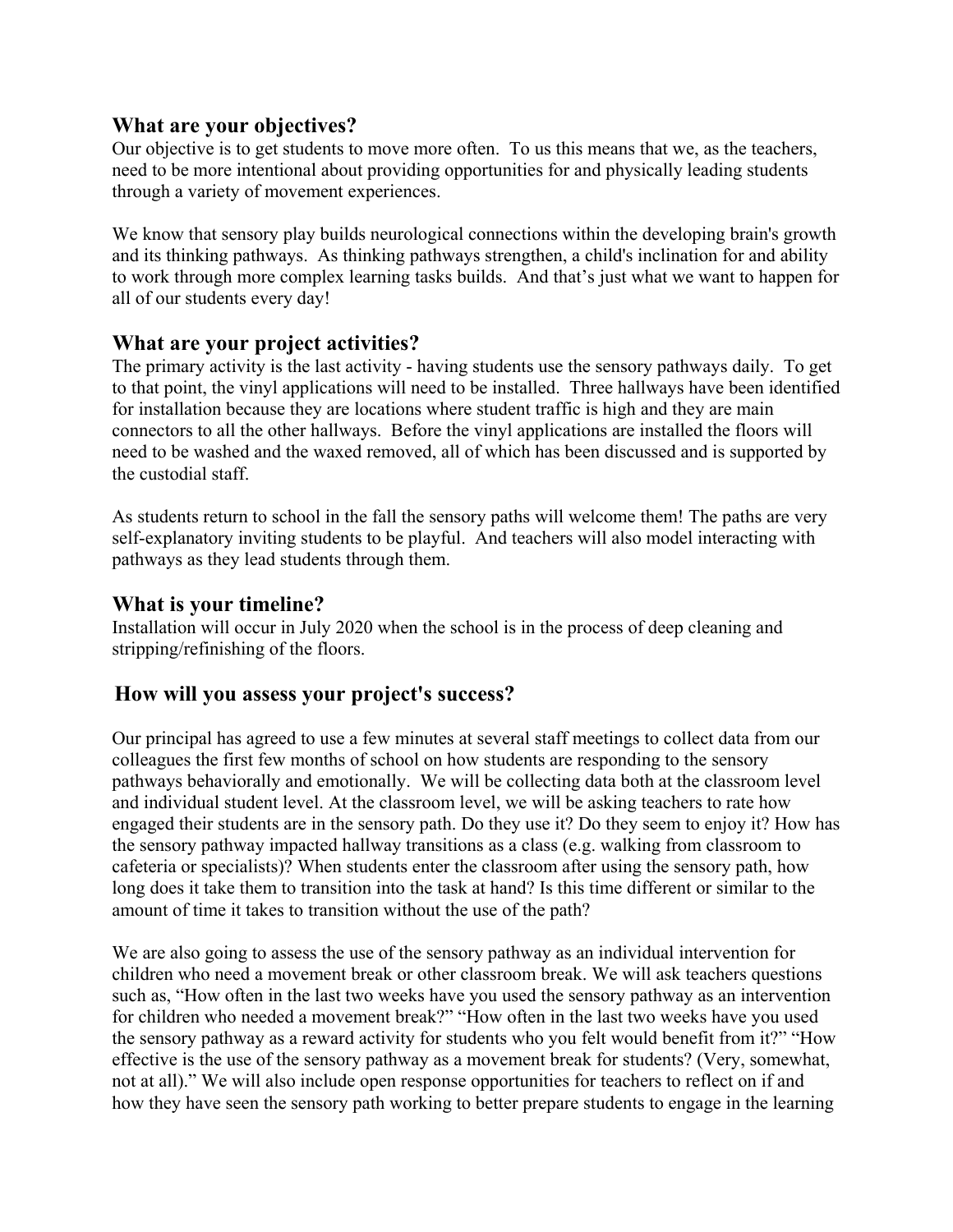## What are your objectives?

Our objective is to get students to move more often. To us this means that we, as the teachers, need to be more intentional about providing opportunities for and physically leading students through a variety of movement experiences.

We know that sensory play builds neurological connections within the developing brain's growth and its thinking pathways. As thinking pathways strengthen, a child's inclination for and ability to work through more complex learning tasks builds. And that's just what we want to happen for all of our students every day!

## What are your project activities?

The primary activity is the last activity - having students use the sensory pathways daily. To get to that point, the vinyl applications will need to be installed. Three hallways have been identified for installation because they are locations where student traffic is high and they are main connectors to all the other hallways. Before the vinyl applications are installed the floors will need to be washed and the waxed removed, all of which has been discussed and is supported by the custodial staff.

As students return to school in the fall the sensory paths will welcome them! The paths are very self-explanatory inviting students to be playful. And teachers will also model interacting with pathways as they lead students through them.

## What is your timeline?

Installation will occur in July 2020 when the school is in the process of deep cleaning and stripping/refinishing of the floors.

## How will you assess your project's success?

Our principal has agreed to use a few minutes at several staff meetings to collect data from our colleagues the first few months of school on how students are responding to the sensory pathways behaviorally and emotionally. We will be collecting data both at the classroom level and individual student level. At the classroom level, we will be asking teachers to rate how engaged their students are in the sensory path. Do they use it? Do they seem to enjoy it? How has the sensory pathway impacted hallway transitions as a class (e.g. walking from classroom to cafeteria or specialists)? When students enter the classroom after using the sensory path, how long does it take them to transition into the task at hand? Is this time different or similar to the amount of time it takes to transition without the use of the path?

We are also going to assess the use of the sensory pathway as an individual intervention for children who need a movement break or other classroom break. We will ask teachers questions such as, "How often in the last two weeks have you used the sensory pathway as an intervention for children who needed a movement break?" "How often in the last two weeks have you used the sensory pathway as a reward activity for students who you felt would benefit from it?" "How effective is the use of the sensory pathway as a movement break for students? (Very, somewhat, not at all)." We will also include open response opportunities for teachers to reflect on if and how they have seen the sensory path working to better prepare students to engage in the learning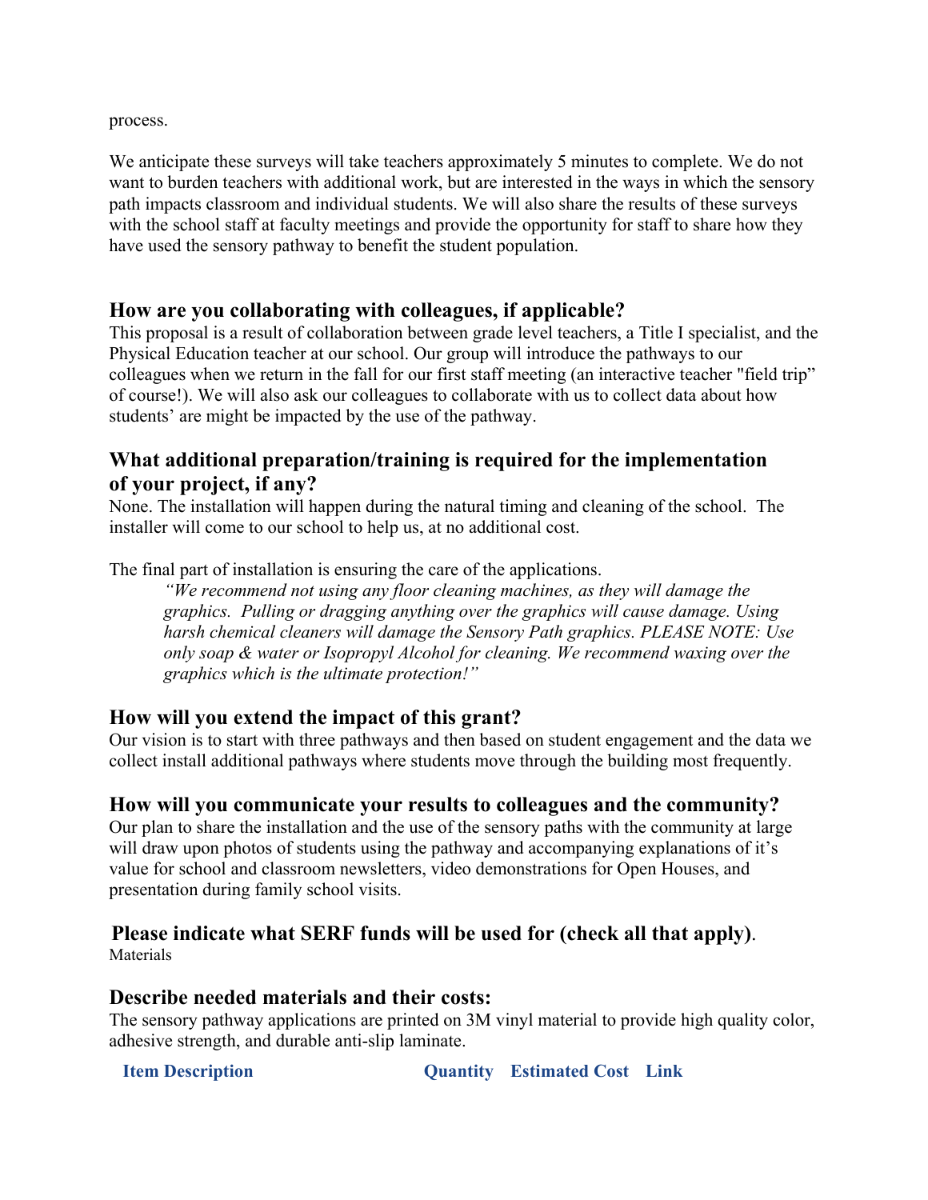process.

We anticipate these surveys will take teachers approximately 5 minutes to complete. We do not want to burden teachers with additional work, but are interested in the ways in which the sensory path impacts classroom and individual students. We will also share the results of these surveys with the school staff at faculty meetings and provide the opportunity for staff to share how they have used the sensory pathway to benefit the student population.

## How are you collaborating with colleagues, if applicable?

This proposal is a result of collaboration between grade level teachers, a Title I specialist, and the Physical Education teacher at our school. Our group will introduce the pathways to our colleagues when we return in the fall for our first staff meeting (an interactive teacher "field trip" of course!). We will also ask our colleagues to collaborate with us to collect data about how students' are might be impacted by the use of the pathway.

## What additional preparation/training is required for the implementation of your project, if any?

None. The installation will happen during the natural timing and cleaning of the school. The installer will come to our school to help us, at no additional cost.

The final part of installation is ensuring the care of the applications.

> *"We recommend not using any floor cleaning machines, as they will damage the graphics. Pulling or dragging anything over the graphics will cause damage. Using harsh chemical cleaners will damage the Sensory Path graphics. PLEASE NOTE: Use only soap & water or Isopropyl Alcohol for cleaning. We recommend waxing over the graphics which is the ultimate protection!"*

## How will you extend the impact of this grant?

Our vision is to start with three pathways and then based on student engagement and the data we collect install additional pathways where students move through the building most frequently.

## How will you communicate your results to colleagues and the community?

Our plan to share the installation and the use of the sensory paths with the community at large will draw upon photos of students using the pathway and accompanying explanations of it's value for school and classroom newsletters, video demonstrations for Open Houses, and presentation during family school visits.

## Please indicate what SERF funds will be used for (check all that apply).

Materials

## Describe needed materials and their costs:

The sensory pathway applications are printed on 3M vinyl material to provide high quality color, adhesive strength, and durable anti-slip laminate.

| Item Description | Quantity | Estimated Cost | Link |
|---|---|---|---|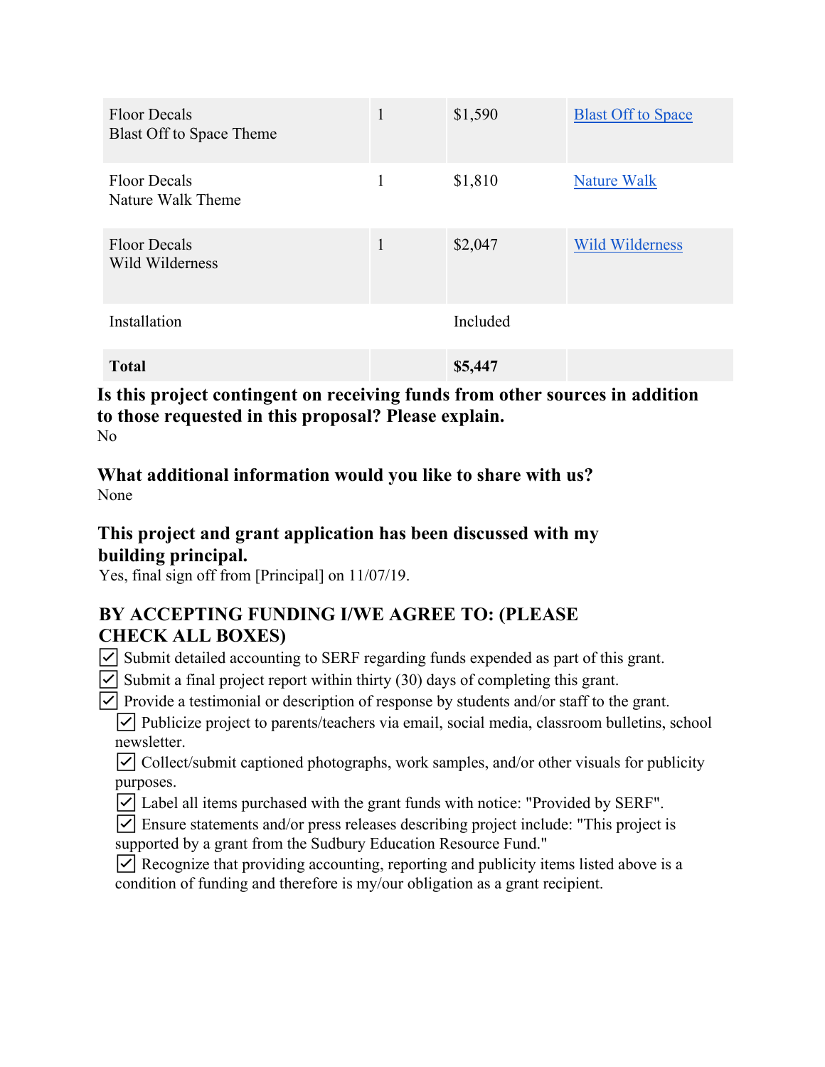| | | | |
|---|---|---|---|
| Floor Decals<br>Blast Off to Space Theme | 1 | $1,590 | [Blast Off to Space]() |
| Floor Decals<br>Nature Walk Theme | 1 | $1,810 | [Nature Walk]() |
| Floor Decals<br>Wild Wilderness | 1 | $2,047 | [Wild Wilderness]() |
| Installation | | Included | |
| **Total** | | **$5,447** | |

### Is this project contingent on receiving funds from other sources in addition to those requested in this proposal? Please explain.

No

### What additional information would you like to share with us?

None

### This project and grant application has been discussed with my building principal.

Yes, final sign off from [Principal] on 11/07/19.

### BY ACCEPTING FUNDING I/WE AGREE TO: (PLEASE CHECK ALL BOXES)

- ☑ Submit detailed accounting to SERF regarding funds expended as part of this grant.
- ☑ Submit a final project report within thirty (30) days of completing this grant.
- ☑ Provide a testimonial or description of response by students and/or staff to the grant.
  - ☑ Publicize project to parents/teachers via email, social media, classroom bulletins, school newsletter.
  - ☑ Collect/submit captioned photographs, work samples, and/or other visuals for publicity purposes.
  - ☑ Label all items purchased with the grant funds with notice: "Provided by SERF".
  - ☑ Ensure statements and/or press releases describing project include: "This project is supported by a grant from the Sudbury Education Resource Fund."
  - ☑ Recognize that providing accounting, reporting and publicity items listed above is a condition of funding and therefore is my/our obligation as a grant recipient.